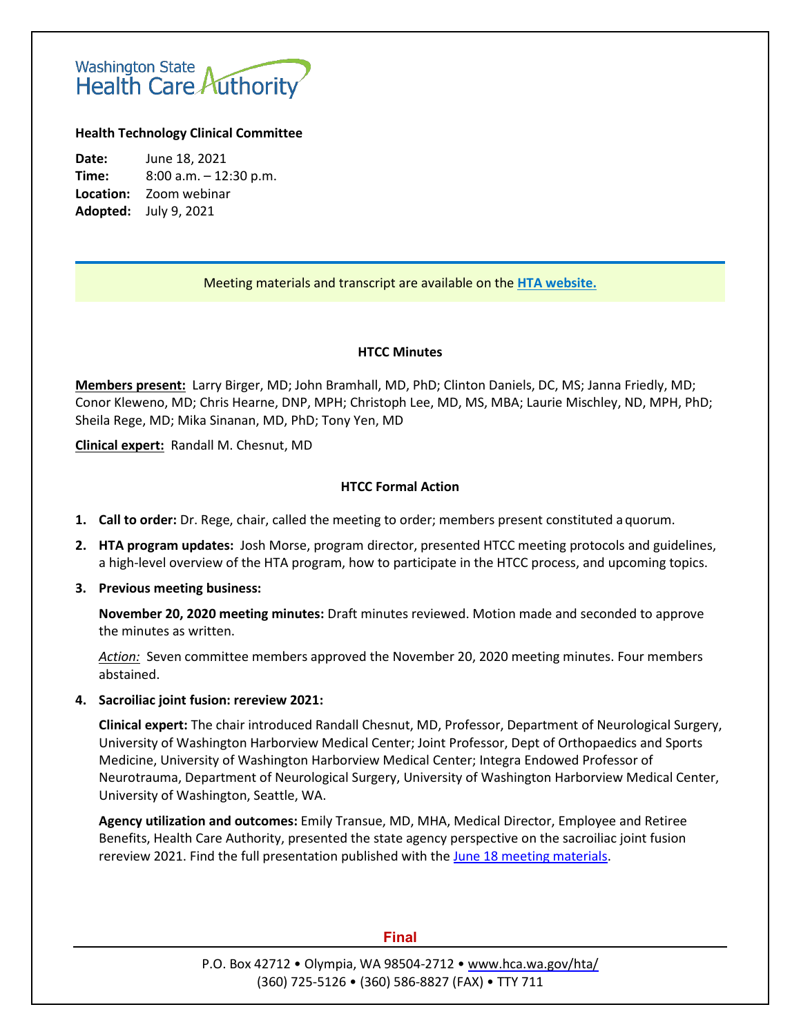Washington State Health Care Authority

**Health Technology Clinical Committee**

**Date:** June 18, 2021
**Time:** 8:00 a.m. – 12:30 p.m.
**Location:** Zoom webinar
**Adopted:** July 9, 2021

Meeting materials and transcript are available on the **HTA website.**

## HTCC Minutes

**Members present:** Larry Birger, MD; John Bramhall, MD, PhD; Clinton Daniels, DC, MS; Janna Friedly, MD; Conor Kleweno, MD; Chris Hearne, DNP, MPH; Christoph Lee, MD, MS, MBA; Laurie Mischley, ND, MPH, PhD; Sheila Rege, MD; Mika Sinanan, MD, PhD; Tony Yen, MD

**Clinical expert:** Randall M. Chesnut, MD

## HTCC Formal Action

1. **Call to order:** Dr. Rege, chair, called the meeting to order; members present constituted a quorum.
2. **HTA program updates:** Josh Morse, program director, presented HTCC meeting protocols and guidelines, a high-level overview of the HTA program, how to participate in the HTCC process, and upcoming topics.
3. **Previous meeting business:**

   **November 20, 2020 meeting minutes:** Draft minutes reviewed. Motion made and seconded to approve the minutes as written.

   *Action:* Seven committee members approved the November 20, 2020 meeting minutes. Four members abstained.

4. **Sacroiliac joint fusion: rereview 2021:**

   **Clinical expert:** The chair introduced Randall Chesnut, MD, Professor, Department of Neurological Surgery, University of Washington Harborview Medical Center; Joint Professor, Dept of Orthopaedics and Sports Medicine, University of Washington Harborview Medical Center; Integra Endowed Professor of Neurotrauma, Department of Neurological Surgery, University of Washington Harborview Medical Center, University of Washington, Seattle, WA.

   **Agency utilization and outcomes:** Emily Transue, MD, MHA, Medical Director, Employee and Retiree Benefits, Health Care Authority, presented the state agency perspective on the sacroiliac joint fusion rereview 2021. Find the full presentation published with the June 18 meeting materials.

Final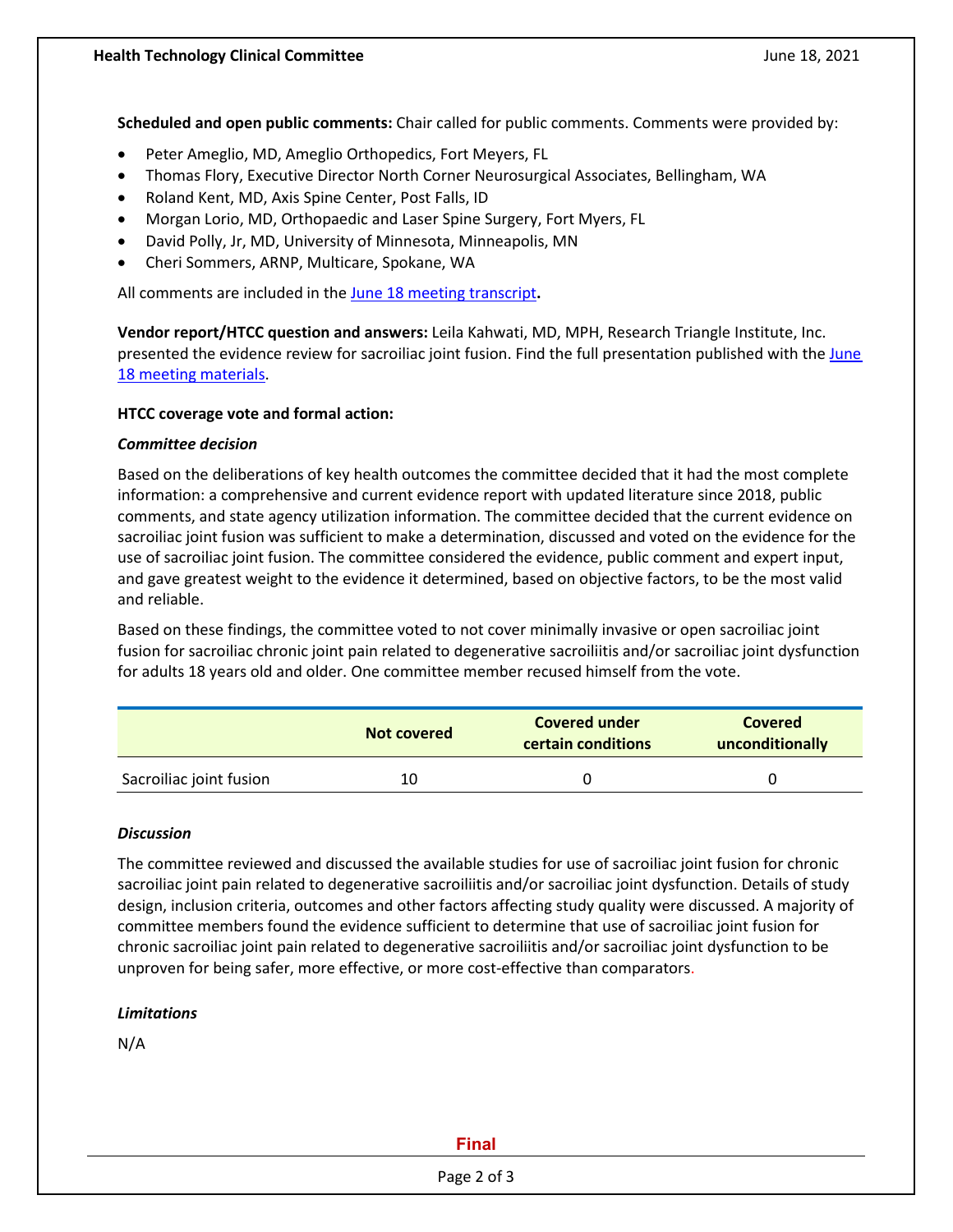**Scheduled and open public comments:** Chair called for public comments. Comments were provided by:

- Peter Ameglio, MD, Ameglio Orthopedics, Fort Meyers, FL
- Thomas Flory, Executive Director North Corner Neurosurgical Associates, Bellingham, WA
- Roland Kent, MD, Axis Spine Center, Post Falls, ID
- Morgan Lorio, MD, Orthopaedic and Laser Spine Surgery, Fort Myers, FL
- David Polly, Jr, MD, University of Minnesota, Minneapolis, MN
- Cheri Sommers, ARNP, Multicare, Spokane, WA

All comments are included in the June 18 meeting transcript**.**

**Vendor report/HTCC question and answers:** Leila Kahwati, MD, MPH, Research Triangle Institute, Inc. presented the evidence review for sacroiliac joint fusion. Find the full presentation published with the June 18 meeting materials.

**HTCC coverage vote and formal action:**

***Committee decision***

Based on the deliberations of key health outcomes the committee decided that it had the most complete information: a comprehensive and current evidence report with updated literature since 2018, public comments, and state agency utilization information. The committee decided that the current evidence on sacroiliac joint fusion was sufficient to make a determination, discussed and voted on the evidence for the use of sacroiliac joint fusion. The committee considered the evidence, public comment and expert input, and gave greatest weight to the evidence it determined, based on objective factors, to be the most valid and reliable.

Based on these findings, the committee voted to not cover minimally invasive or open sacroiliac joint fusion for sacroiliac chronic joint pain related to degenerative sacroiliitis and/or sacroiliac joint dysfunction for adults 18 years old and older. One committee member recused himself from the vote.

| | Not covered | Covered under certain conditions | Covered unconditionally |
|---|---|---|---|
| Sacroiliac joint fusion | 10 | 0 | 0 |

***Discussion***

The committee reviewed and discussed the available studies for use of sacroiliac joint fusion for chronic sacroiliac joint pain related to degenerative sacroiliitis and/or sacroiliac joint dysfunction. Details of study design, inclusion criteria, outcomes and other factors affecting study quality were discussed. A majority of committee members found the evidence sufficient to determine that use of sacroiliac joint fusion for chronic sacroiliac joint pain related to degenerative sacroiliitis and/or sacroiliac joint dysfunction to be unproven for being safer, more effective, or more cost-effective than comparators.

***Limitations***

N/A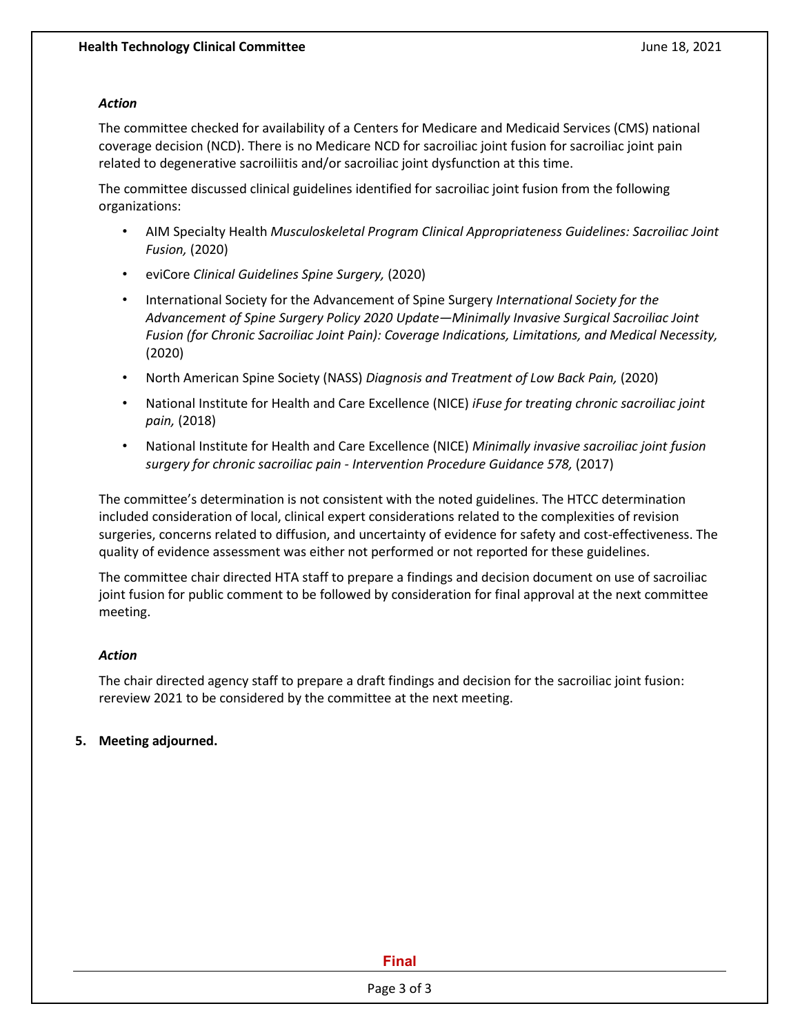***Action***

The committee checked for availability of a Centers for Medicare and Medicaid Services (CMS) national coverage decision (NCD). There is no Medicare NCD for sacroiliac joint fusion for sacroiliac joint pain related to degenerative sacroiliitis and/or sacroiliac joint dysfunction at this time.

The committee discussed clinical guidelines identified for sacroiliac joint fusion from the following organizations:

- AIM Specialty Health *Musculoskeletal Program Clinical Appropriateness Guidelines: Sacroiliac Joint Fusion,* (2020)
- eviCore *Clinical Guidelines Spine Surgery,* (2020)
- International Society for the Advancement of Spine Surgery *International Society for the Advancement of Spine Surgery Policy 2020 Update—Minimally Invasive Surgical Sacroiliac Joint Fusion (for Chronic Sacroiliac Joint Pain): Coverage Indications, Limitations, and Medical Necessity,* (2020)
- North American Spine Society (NASS) *Diagnosis and Treatment of Low Back Pain,* (2020)
- National Institute for Health and Care Excellence (NICE) *iFuse for treating chronic sacroiliac joint pain,* (2018)
- National Institute for Health and Care Excellence (NICE) *Minimally invasive sacroiliac joint fusion surgery for chronic sacroiliac pain - Intervention Procedure Guidance 578,* (2017)

The committee's determination is not consistent with the noted guidelines. The HTCC determination included consideration of local, clinical expert considerations related to the complexities of revision surgeries, concerns related to diffusion, and uncertainty of evidence for safety and cost-effectiveness. The quality of evidence assessment was either not performed or not reported for these guidelines.

The committee chair directed HTA staff to prepare a findings and decision document on use of sacroiliac joint fusion for public comment to be followed by consideration for final approval at the next committee meeting.

***Action***

The chair directed agency staff to prepare a draft findings and decision for the sacroiliac joint fusion: rereview 2021 to be considered by the committee at the next meeting.

**5. Meeting adjourned.**